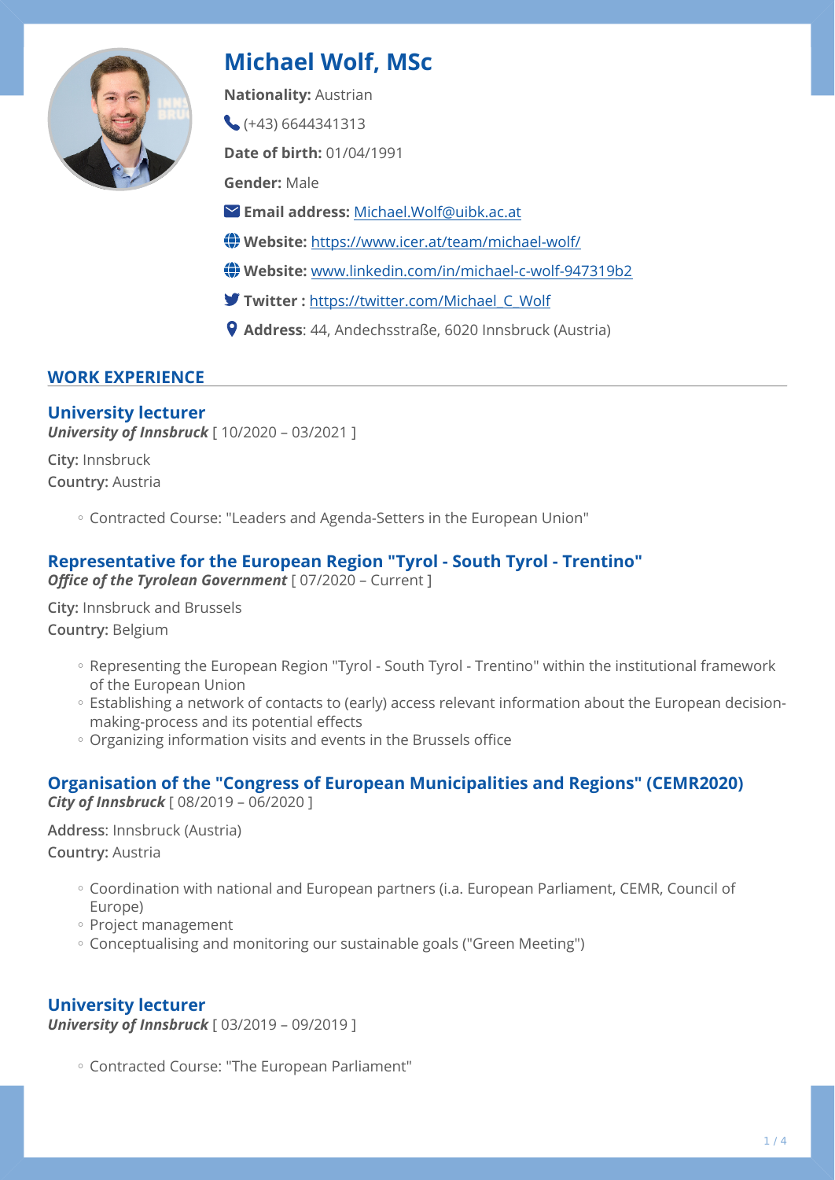# Michael Wolf, MSc

**Nationality:** Austrian

(+43) 6644341313

**Date of birth:** 01/04/1991

**Gender:** Male

**Email address:** Michael.Wolf@uibk.ac.at

**Website:** https://www.icer.at/team/michael-wolf/

**Website:** www.linkedin.com/in/michael-c-wolf-947319b2

**Twitter :** https://twitter.com/Michael_C_Wolf

**Address**: 44, Andechsstraße, 6020 Innsbruck (Austria)

## WORK EXPERIENCE

### University lecturer

***University of Innsbruck*** [ 10/2020 – 03/2021 ]

**City:** Innsbruck
**Country:** Austria

- Contracted Course: "Leaders and Agenda-Setters in the European Union"

### Representative for the European Region "Tyrol - South Tyrol - Trentino"

***Office of the Tyrolean Government*** [ 07/2020 – Current ]

**City:** Innsbruck and Brussels
**Country:** Belgium

- Representing the European Region "Tyrol - South Tyrol - Trentino" within the institutional framework of the European Union
- Establishing a network of contacts to (early) access relevant information about the European decision-making-process and its potential effects
- Organizing information visits and events in the Brussels office

### Organisation of the "Congress of European Municipalities and Regions" (CEMR2020)

***City of Innsbruck*** [ 08/2019 – 06/2020 ]

**Address**: Innsbruck (Austria)
**Country:** Austria

- Coordination with national and European partners (i.a. European Parliament, CEMR, Council of Europe)
- Project management
- Conceptualising and monitoring our sustainable goals ("Green Meeting")

### University lecturer

***University of Innsbruck*** [ 03/2019 – 09/2019 ]

- Contracted Course: "The European Parliament"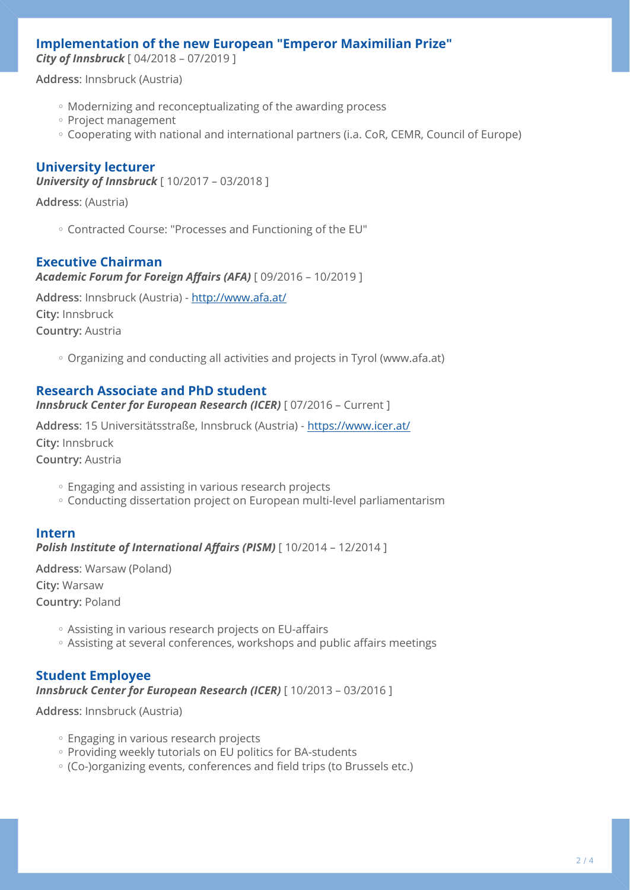### Implementation of the new European "Emperor Maximilian Prize"

***City of Innsbruck*** [ 04/2018 – 07/2019 ]

**Address**: Innsbruck (Austria)

- Modernizing and reconceptualizating of the awarding process
- Project management
- Cooperating with national and international partners (i.a. CoR, CEMR, Council of Europe)

### University lecturer

***University of Innsbruck*** [ 10/2017 – 03/2018 ]

**Address**: (Austria)

- Contracted Course: "Processes and Functioning of the EU"

### Executive Chairman

***Academic Forum for Foreign Affairs (AFA)*** [ 09/2016 – 10/2019 ]

**Address**: Innsbruck (Austria) - [http://www.afa.at/](http://www.afa.at/)

**City:** Innsbruck

**Country:** Austria

- Organizing and conducting all activities and projects in Tyrol (www.afa.at)

### Research Associate and PhD student

***Innsbruck Center for European Research (ICER)*** [ 07/2016 – Current ]

**Address**: 15 Universitätsstraße, Innsbruck (Austria) - [https://www.icer.at/](https://www.icer.at/)

**City:** Innsbruck

**Country:** Austria

- Engaging and assisting in various research projects
- Conducting dissertation project on European multi-level parliamentarism

### Intern

***Polish Institute of International Affairs (PISM)*** [ 10/2014 – 12/2014 ]

**Address**: Warsaw (Poland)

**City:** Warsaw

**Country:** Poland

- Assisting in various research projects on EU-affairs
- Assisting at several conferences, workshops and public affairs meetings

### Student Employee

***Innsbruck Center for European Research (ICER)*** [ 10/2013 – 03/2016 ]

**Address**: Innsbruck (Austria)

- Engaging in various research projects
- Providing weekly tutorials on EU politics for BA-students
- (Co-)organizing events, conferences and field trips (to Brussels etc.)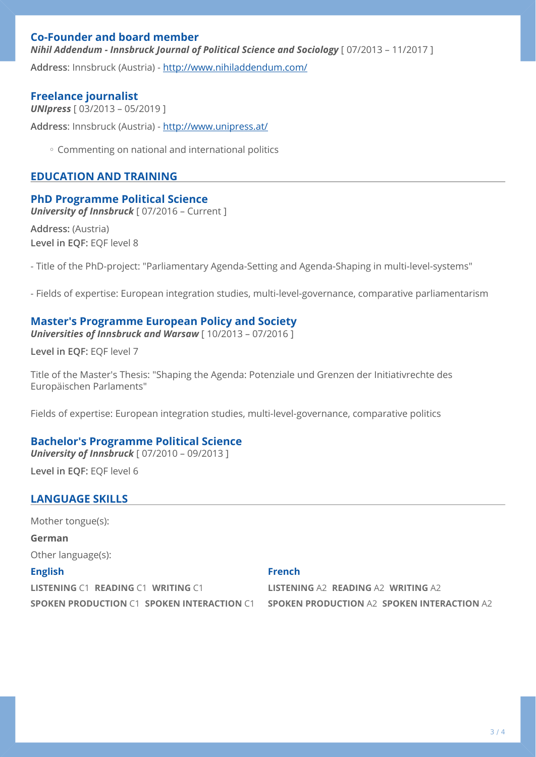### Co-Founder and board member

***Nihil Addendum - Innsbruck Journal of Political Science and Sociology*** [ 07/2013 – 11/2017 ]

**Address**: Innsbruck (Austria) - http://www.nihiladdendum.com/

### Freelance journalist

***UNIpress*** [ 03/2013 – 05/2019 ]

**Address**: Innsbruck (Austria) - http://www.unipress.at/

- Commenting on national and international politics

## EDUCATION AND TRAINING

### PhD Programme Political Science

***University of Innsbruck*** [ 07/2016 – Current ]

**Address:** (Austria)
**Level in EQF:** EQF level 8

- Title of the PhD-project: "Parliamentary Agenda-Setting and Agenda-Shaping in multi-level-systems"

- Fields of expertise: European integration studies, multi-level-governance, comparative parliamentarism

### Master's Programme European Policy and Society

***Universities of Innsbruck and Warsaw*** [ 10/2013 – 07/2016 ]

**Level in EQF:** EQF level 7

Title of the Master's Thesis: "Shaping the Agenda: Potenziale und Grenzen der Initiativrechte des Europäischen Parlaments"

Fields of expertise: European integration studies, multi-level-governance, comparative politics

### Bachelor's Programme Political Science

***University of Innsbruck*** [ 07/2010 – 09/2013 ]

**Level in EQF:** EQF level 6

## LANGUAGE SKILLS

Mother tongue(s):

**German**

Other language(s):

**English**

**LISTENING** C1 **READING** C1 **WRITING** C1
**SPOKEN PRODUCTION** C1 **SPOKEN INTERACTION** C1

**French**

**LISTENING** A2 **READING** A2 **WRITING** A2
**SPOKEN PRODUCTION** A2 **SPOKEN INTERACTION** A2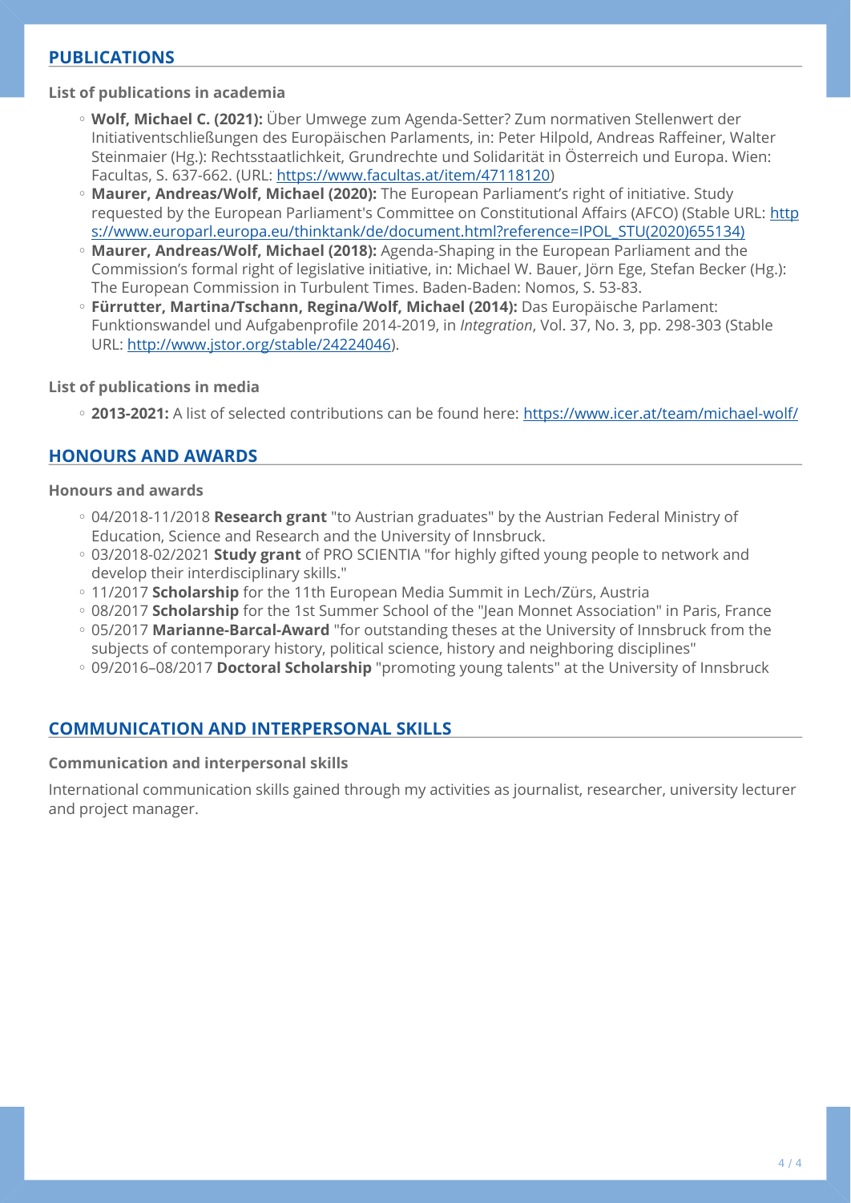## PUBLICATIONS

**List of publications in academia**

- **Wolf, Michael C. (2021):** Über Umwege zum Agenda-Setter? Zum normativen Stellenwert der Initiativentschließungen des Europäischen Parlaments, in: Peter Hilpold, Andreas Raffeiner, Walter Steinmaier (Hg.): Rechtsstaatlichkeit, Grundrechte und Solidarität in Österreich und Europa. Wien: Facultas, S. 637-662. (URL: https://www.facultas.at/item/47118120)
- **Maurer, Andreas/Wolf, Michael (2020):** The European Parliament's right of initiative. Study requested by the European Parliament's Committee on Constitutional Affairs (AFCO) (Stable URL: https://www.europarl.europa.eu/thinktank/de/document.html?reference=IPOL_STU(2020)655134)
- **Maurer, Andreas/Wolf, Michael (2018):** Agenda-Shaping in the European Parliament and the Commission's formal right of legislative initiative, in: Michael W. Bauer, Jörn Ege, Stefan Becker (Hg.): The European Commission in Turbulent Times. Baden-Baden: Nomos, S. 53-83.
- **Fürrutter, Martina/Tschann, Regina/Wolf, Michael (2014):** Das Europäische Parlament: Funktionswandel und Aufgabenprofile 2014-2019, in *Integration*, Vol. 37, No. 3, pp. 298-303 (Stable URL: http://www.jstor.org/stable/24224046).

**List of publications in media**

- **2013-2021:** A list of selected contributions can be found here: https://www.icer.at/team/michael-wolf/

## HONOURS AND AWARDS

**Honours and awards**

- 04/2018-11/2018 **Research grant** "to Austrian graduates" by the Austrian Federal Ministry of Education, Science and Research and the University of Innsbruck.
- 03/2018-02/2021 **Study grant** of PRO SCIENTIA "for highly gifted young people to network and develop their interdisciplinary skills."
- 11/2017 **Scholarship** for the 11th European Media Summit in Lech/Zürs, Austria
- 08/2017 **Scholarship** for the 1st Summer School of the "Jean Monnet Association" in Paris, France
- 05/2017 **Marianne-Barcal-Award** "for outstanding theses at the University of Innsbruck from the subjects of contemporary history, political science, history and neighboring disciplines"
- 09/2016–08/2017 **Doctoral Scholarship** "promoting young talents" at the University of Innsbruck

## COMMUNICATION AND INTERPERSONAL SKILLS

**Communication and interpersonal skills**

International communication skills gained through my activities as journalist, researcher, university lecturer and project manager.